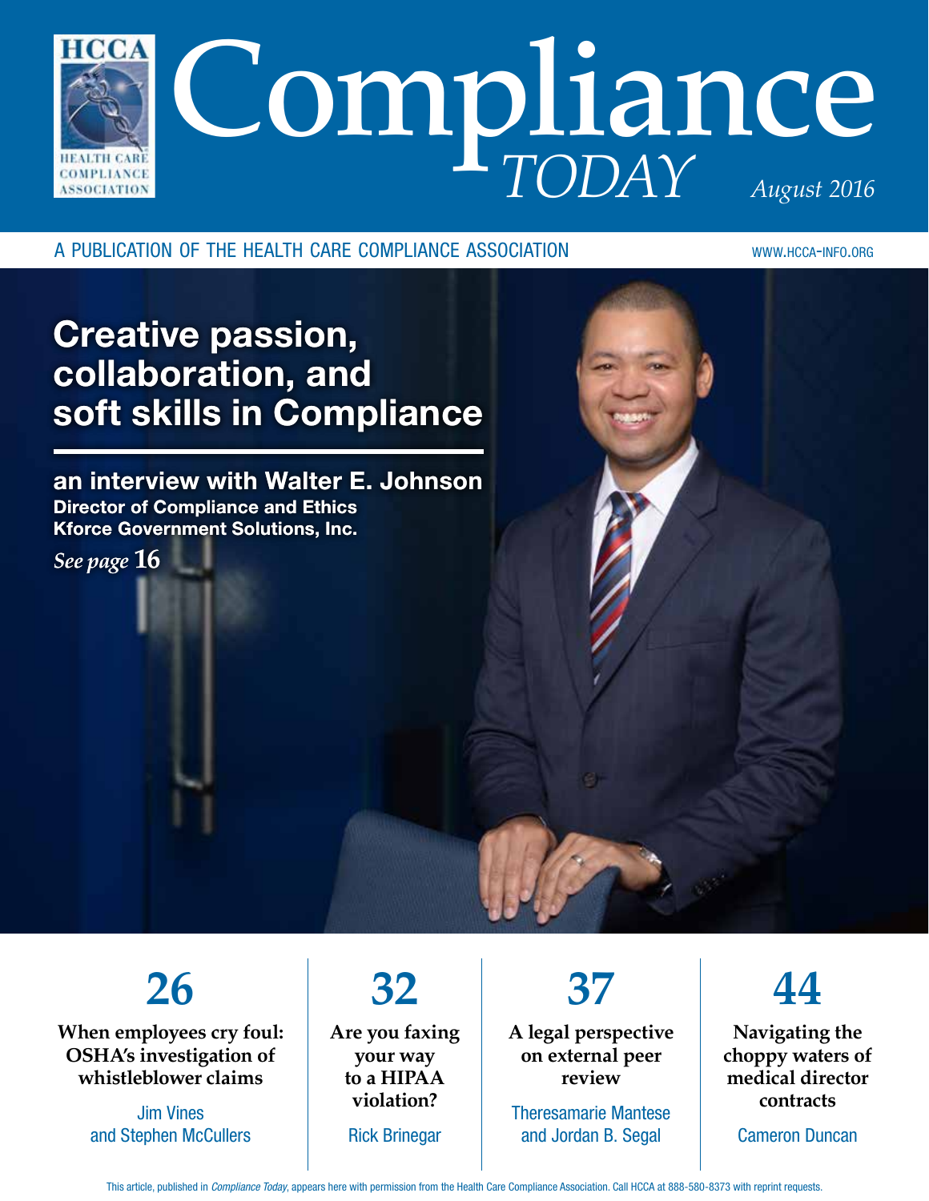# Compliance *TODAY*

*August 2016*

A PUBLICATION OF THE HEALTH CARE COMPLIANCE ASSOCIATION

WWW.HCCA-INFO.ORG

## Creative passion, collaboration, and soft skills in Compliance

**an interview with Walter E. Johnson**
**Director of Compliance and Ethics**
**Kforce Government Solutions, Inc.**

*See page* **16**

**26**
**When employees cry foul: OSHA's investigation of whistleblower claims**
Jim Vines and Stephen McCullers

**32**
**Are you faxing your way to a HIPAA violation?**
Rick Brinegar

**37**
**A legal perspective on external peer review**
Theresamarie Mantese and Jordan B. Segal

**44**
**Navigating the choppy waters of medical director contracts**
Cameron Duncan

This article, published in *Compliance Today*, appears here with permission from the Health Care Compliance Association. Call HCCA at 888-580-8373 with reprint requests.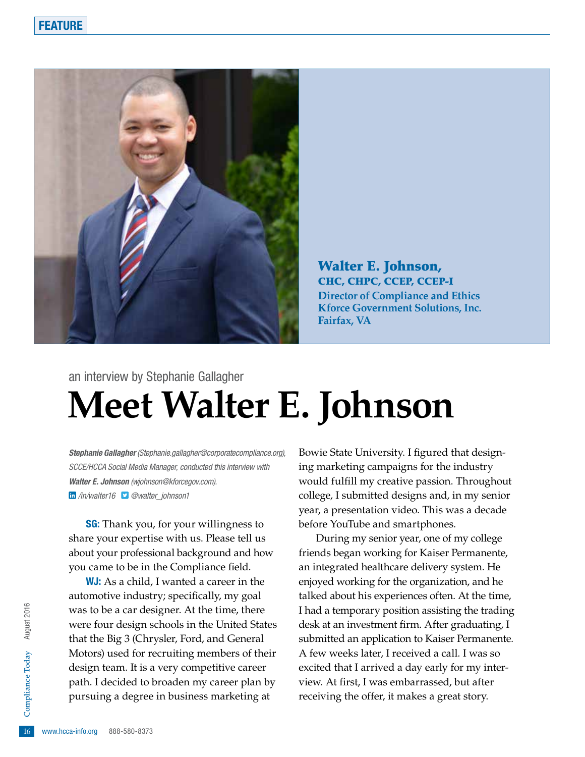FEATURE

**Walter E. Johnson,**
**CHC, CHPC, CCEP, CCEP-I**
**Director of Compliance and Ethics**
**Kforce Government Solutions, Inc.**
**Fairfax, VA**

an interview by Stephanie Gallagher

# Meet Walter E. Johnson

***Stephanie Gallagher*** *(Stephanie.gallagher@corporatecompliance.org), SCCE/HCCA Social Media Manager, conducted this interview with* ***Walter E. Johnson*** *(wjohnson@kforcegov.com).*
*/in/walter16 @walter_johnson1*

**SG:** Thank you, for your willingness to share your expertise with us. Please tell us about your professional background and how you came to be in the Compliance field.

**WJ:** As a child, I wanted a career in the automotive industry; specifically, my goal was to be a car designer. At the time, there were four design schools in the United States that the Big 3 (Chrysler, Ford, and General Motors) used for recruiting members of their design team. It is a very competitive career path. I decided to broaden my career plan by pursuing a degree in business marketing at Bowie State University. I figured that designing marketing campaigns for the industry would fulfill my creative passion. Throughout college, I submitted designs and, in my senior year, a presentation video. This was a decade before YouTube and smartphones.

During my senior year, one of my college friends began working for Kaiser Permanente, an integrated healthcare delivery system. He enjoyed working for the organization, and he talked about his experiences often. At the time, I had a temporary position assisting the trading desk at an investment firm. After graduating, I submitted an application to Kaiser Permanente. A few weeks later, I received a call. I was so excited that I arrived a day early for my interview. At first, I was embarrassed, but after receiving the offer, it makes a great story.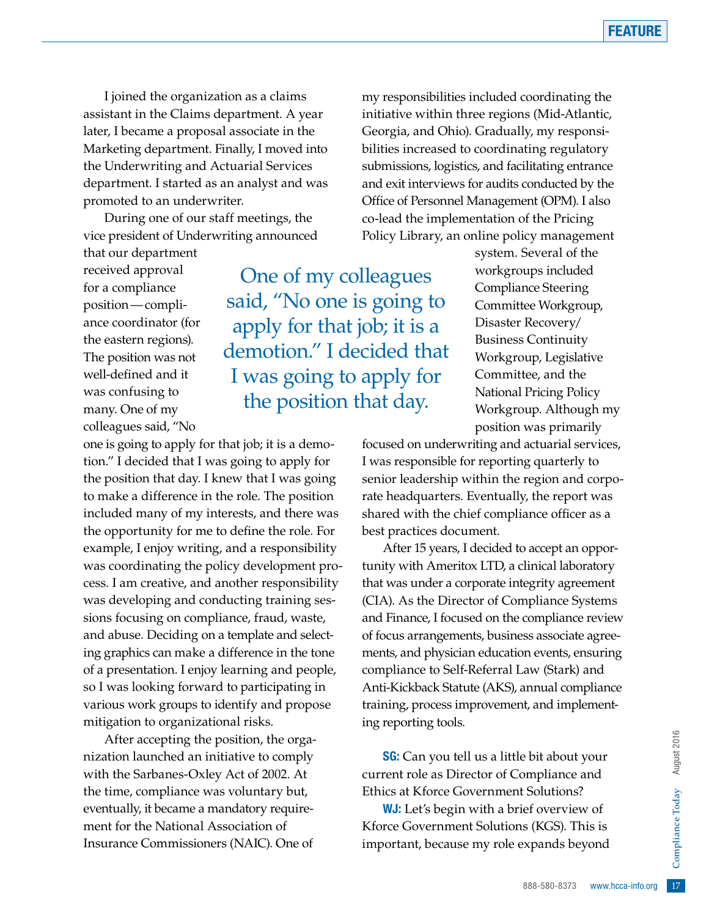I joined the organization as a claims assistant in the Claims department. A year later, I became a proposal associate in the Marketing department. Finally, I moved into the Underwriting and Actuarial Services department. I started as an analyst and was promoted to an underwriter.

During one of our staff meetings, the vice president of Underwriting announced that our department received approval for a compliance position—compliance coordinator (for the eastern regions). The position was not well-defined and it was confusing to many. One of my colleagues said, "No one is going to apply for that job; it is a demotion." I decided that I was going to apply for the position that day. I knew that I was going to make a difference in the role. The position included many of my interests, and there was the opportunity for me to define the role. For example, I enjoy writing, and a responsibility was coordinating the policy development process. I am creative, and another responsibility was developing and conducting training sessions focusing on compliance, fraud, waste, and abuse. Deciding on a template and selecting graphics can make a difference in the tone of a presentation. I enjoy learning and people, so I was looking forward to participating in various work groups to identify and propose mitigation to organizational risks.

> One of my colleagues said, "No one is going to apply for that job; it is a demotion." I decided that I was going to apply for the position that day.

After accepting the position, the organization launched an initiative to comply with the Sarbanes-Oxley Act of 2002. At the time, compliance was voluntary but, eventually, it became a mandatory requirement for the National Association of Insurance Commissioners (NAIC). One of my responsibilities included coordinating the initiative within three regions (Mid-Atlantic, Georgia, and Ohio). Gradually, my responsibilities increased to coordinating regulatory submissions, logistics, and facilitating entrance and exit interviews for audits conducted by the Office of Personnel Management (OPM). I also co-lead the implementation of the Pricing Policy Library, an online policy management system. Several of the workgroups included Compliance Steering Committee Workgroup, Disaster Recovery/Business Continuity Workgroup, Legislative Committee, and the National Pricing Policy Workgroup. Although my position was primarily focused on underwriting and actuarial services, I was responsible for reporting quarterly to senior leadership within the region and corporate headquarters. Eventually, the report was shared with the chief compliance officer as a best practices document.

After 15 years, I decided to accept an opportunity with Ameritox LTD, a clinical laboratory that was under a corporate integrity agreement (CIA). As the Director of Compliance Systems and Finance, I focused on the compliance review of focus arrangements, business associate agreements, and physician education events, ensuring compliance to Self-Referral Law (Stark) and Anti-Kickback Statute (AKS), annual compliance training, process improvement, and implementing reporting tools.

**SG:** Can you tell us a little bit about your current role as Director of Compliance and Ethics at Kforce Government Solutions?

**WJ:** Let's begin with a brief overview of Kforce Government Solutions (KGS). This is important, because my role expands beyond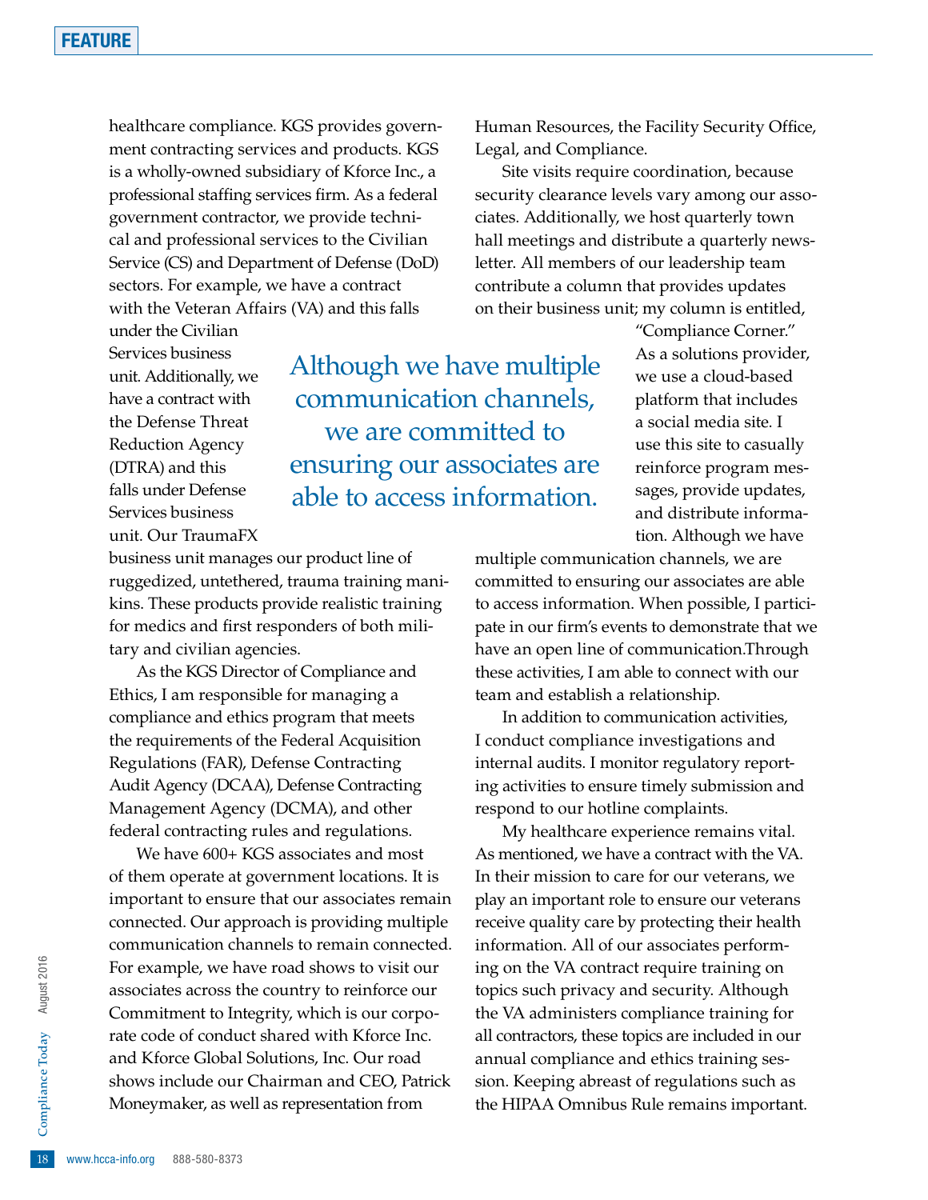healthcare compliance. KGS provides government contracting services and products. KGS is a wholly-owned subsidiary of Kforce Inc., a professional staffing services firm. As a federal government contractor, we provide technical and professional services to the Civilian Service (CS) and Department of Defense (DoD) sectors. For example, we have a contract with the Veteran Affairs (VA) and this falls under the Civilian Services business unit. Additionally, we have a contract with the Defense Threat Reduction Agency (DTRA) and this falls under Defense Services business unit. Our TraumaFX business unit manages our product line of ruggedized, untethered, trauma training manikins. These products provide realistic training for medics and first responders of both military and civilian agencies.

As the KGS Director of Compliance and Ethics, I am responsible for managing a compliance and ethics program that meets the requirements of the Federal Acquisition Regulations (FAR), Defense Contracting Audit Agency (DCAA), Defense Contracting Management Agency (DCMA), and other federal contracting rules and regulations.

We have 600+ KGS associates and most of them operate at government locations. It is important to ensure that our associates remain connected. Our approach is providing multiple communication channels to remain connected. For example, we have road shows to visit our associates across the country to reinforce our Commitment to Integrity, which is our corporate code of conduct shared with Kforce Inc. and Kforce Global Solutions, Inc. Our road shows include our Chairman and CEO, Patrick Moneymaker, as well as representation from Human Resources, the Facility Security Office, Legal, and Compliance.

Site visits require coordination, because security clearance levels vary among our associates. Additionally, we host quarterly town hall meetings and distribute a quarterly newsletter. All members of our leadership team contribute a column that provides updates on their business unit; my column is entitled, "Compliance Corner." As a solutions provider, we use a cloud-based platform that includes a social media site. I use this site to casually reinforce program messages, provide updates, and distribute information. Although we have multiple communication channels, we are committed to ensuring our associates are able to access information. When possible, I participate in our firm's events to demonstrate that we have an open line of communication.Through these activities, I am able to connect with our team and establish a relationship.

> Although we have multiple communication channels, we are committed to ensuring our associates are able to access information.

In addition to communication activities, I conduct compliance investigations and internal audits. I monitor regulatory reporting activities to ensure timely submission and respond to our hotline complaints.

My healthcare experience remains vital. As mentioned, we have a contract with the VA. In their mission to care for our veterans, we play an important role to ensure our veterans receive quality care by protecting their health information. All of our associates performing on the VA contract require training on topics such privacy and security. Although the VA administers compliance training for all contractors, these topics are included in our annual compliance and ethics training session. Keeping abreast of regulations such as the HIPAA Omnibus Rule remains important.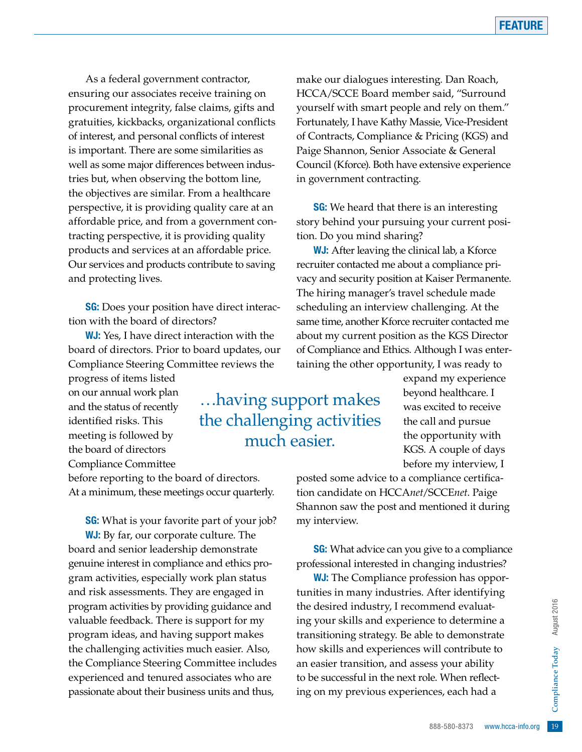As a federal government contractor, ensuring our associates receive training on procurement integrity, false claims, gifts and gratuities, kickbacks, organizational conflicts of interest, and personal conflicts of interest is important. There are some similarities as well as some major differences between industries but, when observing the bottom line, the objectives are similar. From a healthcare perspective, it is providing quality care at an affordable price, and from a government contracting perspective, it is providing quality products and services at an affordable price. Our services and products contribute to saving and protecting lives.

**SG:** Does your position have direct interaction with the board of directors?

**WJ:** Yes, I have direct interaction with the board of directors. Prior to board updates, our Compliance Steering Committee reviews the progress of items listed on our annual work plan and the status of recently identified risks. This meeting is followed by the board of directors Compliance Committee before reporting to the board of directors. At a minimum, these meetings occur quarterly.

**SG:** What is your favorite part of your job?

**WJ:** By far, our corporate culture. The board and senior leadership demonstrate genuine interest in compliance and ethics program activities, especially work plan status and risk assessments. They are engaged in program activities by providing guidance and valuable feedback. There is support for my program ideas, and having support makes the challenging activities much easier. Also, the Compliance Steering Committee includes experienced and tenured associates who are passionate about their business units and thus, make our dialogues interesting. Dan Roach, HCCA/SCCE Board member said, "Surround yourself with smart people and rely on them." Fortunately, I have Kathy Massie, Vice-President of Contracts, Compliance & Pricing (KGS) and Paige Shannon, Senior Associate & General Council (Kforce). Both have extensive experience in government contracting.

> …having support makes the challenging activities much easier.

**SG:** We heard that there is an interesting story behind your pursuing your current position. Do you mind sharing?

**WJ:** After leaving the clinical lab, a Kforce recruiter contacted me about a compliance privacy and security position at Kaiser Permanente. The hiring manager's travel schedule made scheduling an interview challenging. At the same time, another Kforce recruiter contacted me about my current position as the KGS Director of Compliance and Ethics. Although I was entertaining the other opportunity, I was ready to expand my experience beyond healthcare. I was excited to receive the call and pursue the opportunity with KGS. A couple of days before my interview, I posted some advice to a compliance certification candidate on HCCA*net*/SCCE*net*. Paige Shannon saw the post and mentioned it during my interview.

**SG:** What advice can you give to a compliance professional interested in changing industries?

**WJ:** The Compliance profession has opportunities in many industries. After identifying the desired industry, I recommend evaluating your skills and experience to determine a transitioning strategy. Be able to demonstrate how skills and experiences will contribute to an easier transition, and assess your ability to be successful in the next role. When reflecting on my previous experiences, each had a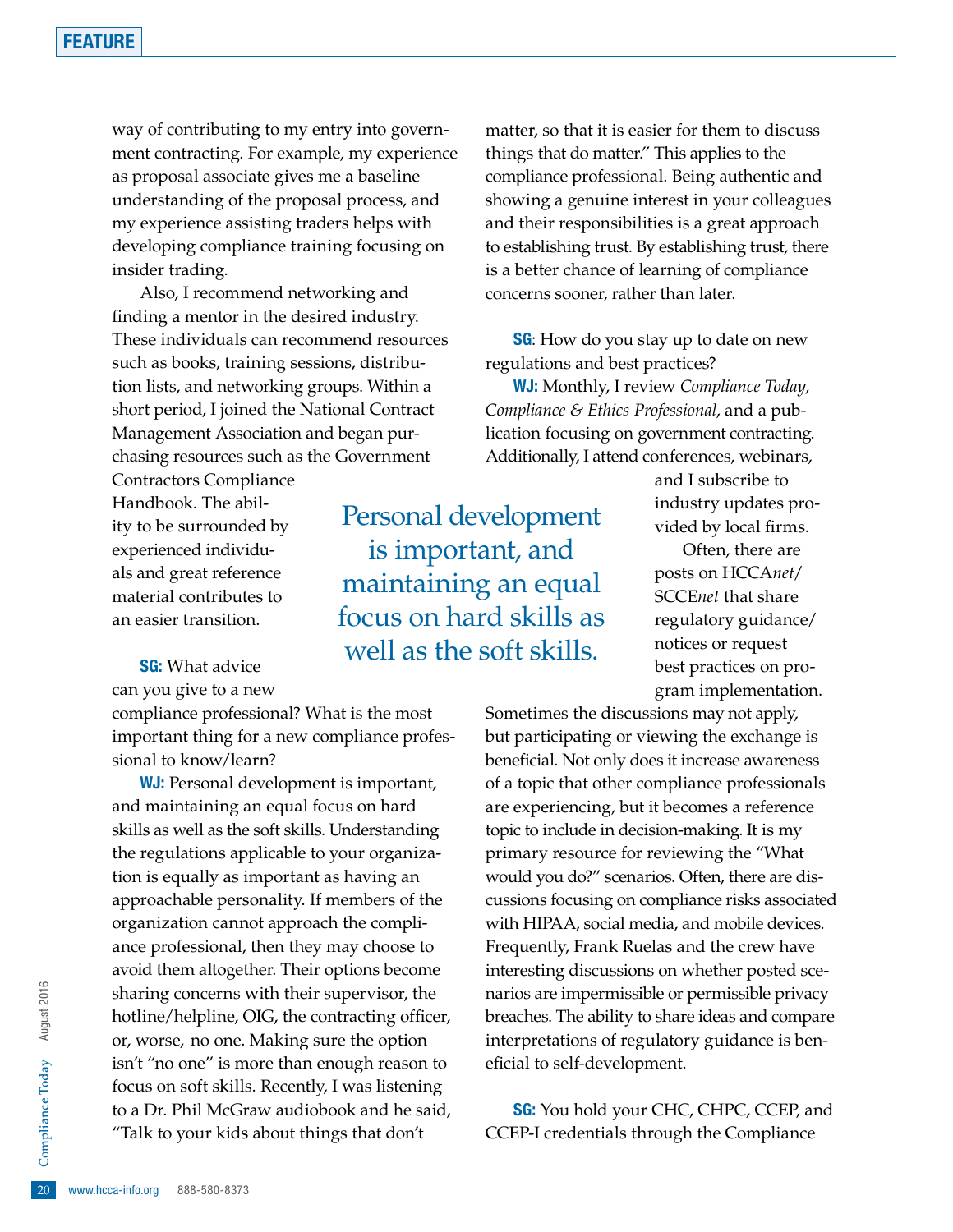way of contributing to my entry into government contracting. For example, my experience as proposal associate gives me a baseline understanding of the proposal process, and my experience assisting traders helps with developing compliance training focusing on insider trading.

Also, I recommend networking and finding a mentor in the desired industry. These individuals can recommend resources such as books, training sessions, distribution lists, and networking groups. Within a short period, I joined the National Contract Management Association and began purchasing resources such as the Government Contractors Compliance Handbook. The ability to be surrounded by experienced individuals and great reference material contributes to an easier transition.

**SG:** What advice can you give to a new compliance professional? What is the most important thing for a new compliance professional to know/learn?

**WJ:** Personal development is important, and maintaining an equal focus on hard skills as well as the soft skills. Understanding the regulations applicable to your organization is equally as important as having an approachable personality. If members of the organization cannot approach the compliance professional, then they may choose to avoid them altogether. Their options become sharing concerns with their supervisor, the hotline/helpline, OIG, the contracting officer, or, worse, no one. Making sure the option isn't "no one" is more than enough reason to focus on soft skills. Recently, I was listening to a Dr. Phil McGraw audiobook and he said, "Talk to your kids about things that don't matter, so that it is easier for them to discuss things that do matter." This applies to the compliance professional. Being authentic and showing a genuine interest in your colleagues and their responsibilities is a great approach to establishing trust. By establishing trust, there is a better chance of learning of compliance concerns sooner, rather than later.

> Personal development is important, and maintaining an equal focus on hard skills as well as the soft skills.

**SG**: How do you stay up to date on new regulations and best practices?

**WJ:** Monthly, I review *Compliance Today, Compliance & Ethics Professional*, and a publication focusing on government contracting. Additionally, I attend conferences, webinars, and I subscribe to industry updates provided by local firms.

Often, there are posts on HCCA*net*/SCCE*net* that share regulatory guidance/notices or request best practices on program implementation. Sometimes the discussions may not apply, but participating or viewing the exchange is beneficial. Not only does it increase awareness of a topic that other compliance professionals are experiencing, but it becomes a reference topic to include in decision-making. It is my primary resource for reviewing the "What would you do?" scenarios. Often, there are discussions focusing on compliance risks associated with HIPAA, social media, and mobile devices. Frequently, Frank Ruelas and the crew have interesting discussions on whether posted scenarios are impermissible or permissible privacy breaches. The ability to share ideas and compare interpretations of regulatory guidance is beneficial to self-development.

**SG:** You hold your CHC, CHPC, CCEP, and CCEP-I credentials through the Compliance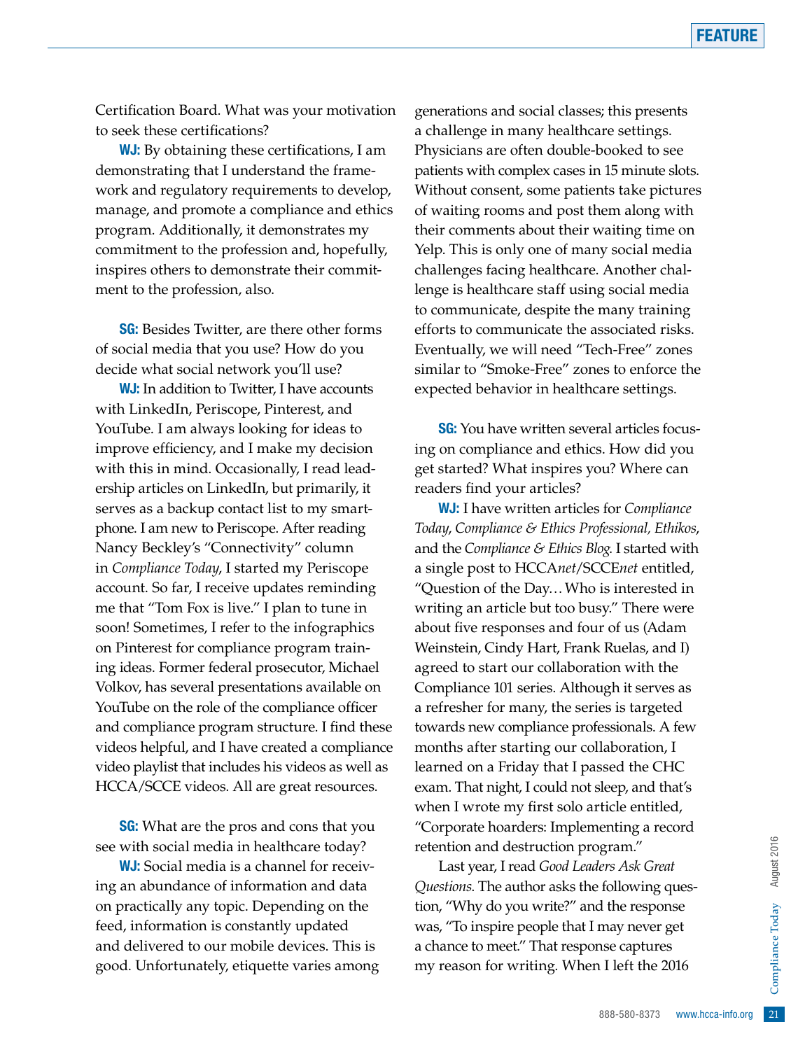Certification Board. What was your motivation to seek these certifications?

**WJ:** By obtaining these certifications, I am demonstrating that I understand the framework and regulatory requirements to develop, manage, and promote a compliance and ethics program. Additionally, it demonstrates my commitment to the profession and, hopefully, inspires others to demonstrate their commitment to the profession, also.

**SG:** Besides Twitter, are there other forms of social media that you use? How do you decide what social network you'll use?

**WJ:** In addition to Twitter, I have accounts with LinkedIn, Periscope, Pinterest, and YouTube. I am always looking for ideas to improve efficiency, and I make my decision with this in mind. Occasionally, I read leadership articles on LinkedIn, but primarily, it serves as a backup contact list to my smartphone. I am new to Periscope. After reading Nancy Beckley's "Connectivity" column in *Compliance Today*, I started my Periscope account. So far, I receive updates reminding me that "Tom Fox is live." I plan to tune in soon! Sometimes, I refer to the infographics on Pinterest for compliance program training ideas. Former federal prosecutor, Michael Volkov, has several presentations available on YouTube on the role of the compliance officer and compliance program structure. I find these videos helpful, and I have created a compliance video playlist that includes his videos as well as HCCA/SCCE videos. All are great resources.

**SG:** What are the pros and cons that you see with social media in healthcare today?

**WJ:** Social media is a channel for receiving an abundance of information and data on practically any topic. Depending on the feed, information is constantly updated and delivered to our mobile devices. This is good. Unfortunately, etiquette varies among generations and social classes; this presents a challenge in many healthcare settings. Physicians are often double-booked to see patients with complex cases in 15 minute slots. Without consent, some patients take pictures of waiting rooms and post them along with their comments about their waiting time on Yelp. This is only one of many social media challenges facing healthcare. Another challenge is healthcare staff using social media to communicate, despite the many training efforts to communicate the associated risks. Eventually, we will need "Tech-Free" zones similar to "Smoke-Free" zones to enforce the expected behavior in healthcare settings.

**SG:** You have written several articles focusing on compliance and ethics. How did you get started? What inspires you? Where can readers find your articles?

**WJ:** I have written articles for *Compliance Today*, *Compliance & Ethics Professional, Ethikos*, and the *Compliance & Ethics Blog*. I started with a single post to HCCA*net*/SCCE*net* entitled, "Question of the Day… Who is interested in writing an article but too busy." There were about five responses and four of us (Adam Weinstein, Cindy Hart, Frank Ruelas, and I) agreed to start our collaboration with the Compliance 101 series. Although it serves as a refresher for many, the series is targeted towards new compliance professionals. A few months after starting our collaboration, I learned on a Friday that I passed the CHC exam. That night, I could not sleep, and that's when I wrote my first solo article entitled, "Corporate hoarders: Implementing a record retention and destruction program."

Last year, I read *Good Leaders Ask Great Questions*. The author asks the following question, "Why do you write?" and the response was, "To inspire people that I may never get a chance to meet." That response captures my reason for writing. When I left the 2016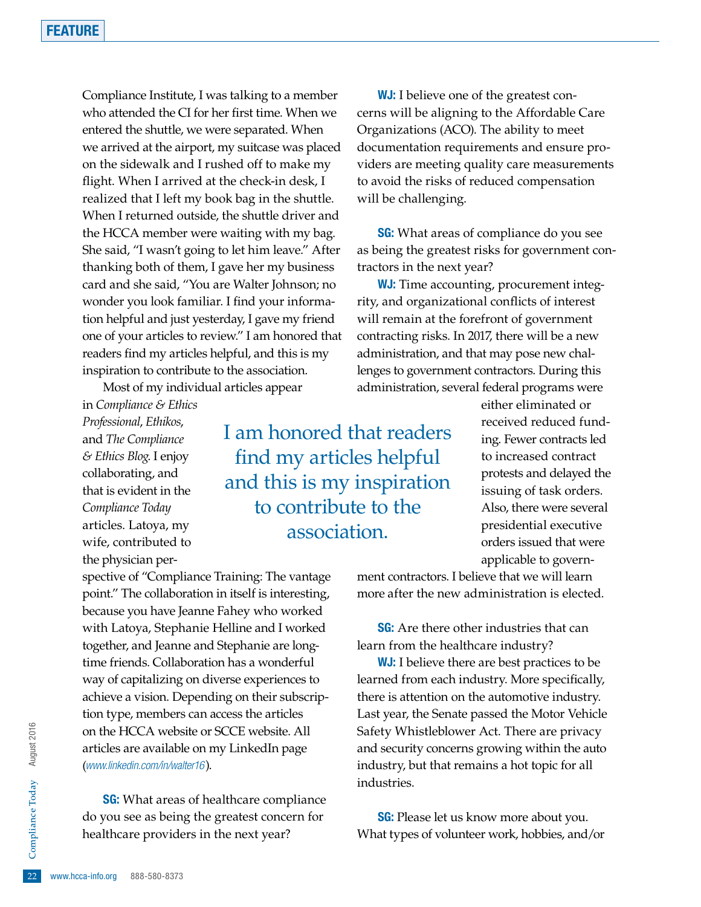Compliance Institute, I was talking to a member who attended the CI for her first time. When we entered the shuttle, we were separated. When we arrived at the airport, my suitcase was placed on the sidewalk and I rushed off to make my flight. When I arrived at the check-in desk, I realized that I left my book bag in the shuttle. When I returned outside, the shuttle driver and the HCCA member were waiting with my bag. She said, "I wasn't going to let him leave." After thanking both of them, I gave her my business card and she said, "You are Walter Johnson; no wonder you look familiar. I find your information helpful and just yesterday, I gave my friend one of your articles to review." I am honored that readers find my articles helpful, and this is my inspiration to contribute to the association.

Most of my individual articles appear in *Compliance & Ethics Professional*, *Ethikos*, and *The Compliance & Ethics Blog*. I enjoy collaborating, and that is evident in the *Compliance Today* articles. Latoya, my wife, contributed to the physician perspective of "Compliance Training: The vantage point." The collaboration in itself is interesting, because you have Jeanne Fahey who worked with Latoya, Stephanie Helline and I worked together, and Jeanne and Stephanie are longtime friends. Collaboration has a wonderful way of capitalizing on diverse experiences to achieve a vision. Depending on their subscription type, members can access the articles on the HCCA website or SCCE website. All articles are available on my LinkedIn page (www.linkedin.com/in/walter16).

> I am honored that readers find my articles helpful and this is my inspiration to contribute to the association.

**SG:** What areas of healthcare compliance do you see as being the greatest concern for healthcare providers in the next year?

**WJ:** I believe one of the greatest concerns will be aligning to the Affordable Care Organizations (ACO). The ability to meet documentation requirements and ensure providers are meeting quality care measurements to avoid the risks of reduced compensation will be challenging.

**SG:** What areas of compliance do you see as being the greatest risks for government contractors in the next year?

**WJ:** Time accounting, procurement integrity, and organizational conflicts of interest will remain at the forefront of government contracting risks. In 2017, there will be a new administration, and that may pose new challenges to government contractors. During this administration, several federal programs were either eliminated or received reduced funding. Fewer contracts led to increased contract protests and delayed the issuing of task orders. Also, there were several presidential executive orders issued that were applicable to government contractors. I believe that we will learn more after the new administration is elected.

**SG:** Are there other industries that can learn from the healthcare industry?

**WJ:** I believe there are best practices to be learned from each industry. More specifically, there is attention on the automotive industry. Last year, the Senate passed the Motor Vehicle Safety Whistleblower Act. There are privacy and security concerns growing within the auto industry, but that remains a hot topic for all industries.

**SG:** Please let us know more about you. What types of volunteer work, hobbies, and/or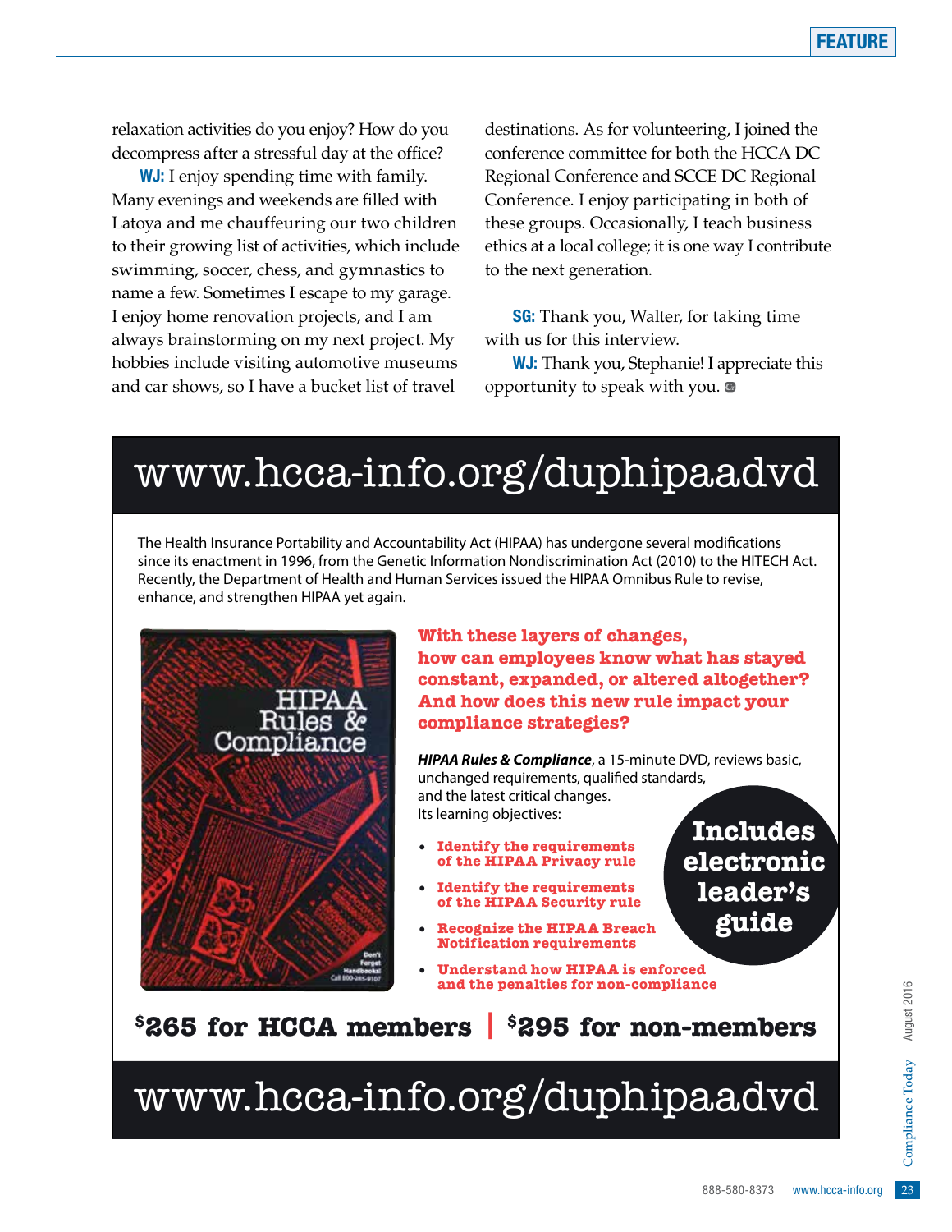relaxation activities do you enjoy? How do you decompress after a stressful day at the office?

**WJ:** I enjoy spending time with family. Many evenings and weekends are filled with Latoya and me chauffeuring our two children to their growing list of activities, which include swimming, soccer, chess, and gymnastics to name a few. Sometimes I escape to my garage. I enjoy home renovation projects, and I am always brainstorming on my next project. My hobbies include visiting automotive museums and car shows, so I have a bucket list of travel destinations. As for volunteering, I joined the conference committee for both the HCCA DC Regional Conference and SCCE DC Regional Conference. I enjoy participating in both of these groups. Occasionally, I teach business ethics at a local college; it is one way I contribute to the next generation.

**SG:** Thank you, Walter, for taking time with us for this interview.

**WJ:** Thank you, Stephanie! I appreciate this opportunity to speak with you.

# www.hcca-info.org/duphipaadvd

The Health Insurance Portability and Accountability Act (HIPAA) has undergone several modifications since its enactment in 1996, from the Genetic Information Nondiscrimination Act (2010) to the HITECH Act. Recently, the Department of Health and Human Services issued the HIPAA Omnibus Rule to revise, enhance, and strengthen HIPAA yet again.

**With these layers of changes, how can employees know what has stayed constant, expanded, or altered altogether? And how does this new rule impact your compliance strategies?**

***HIPAA Rules & Compliance***, a 15-minute DVD, reviews basic, unchanged requirements, qualified standards, and the latest critical changes. Its learning objectives:

- **Identify the requirements of the HIPAA Privacy rule**
- **Identify the requirements of the HIPAA Security rule**
- **Recognize the HIPAA Breach Notification requirements**
- **Understand how HIPAA is enforced and the penalties for non-compliance**

**Includes electronic leader's guide**

**$265 for HCCA members | $295 for non-members**

# www.hcca-info.org/duphipaadvd